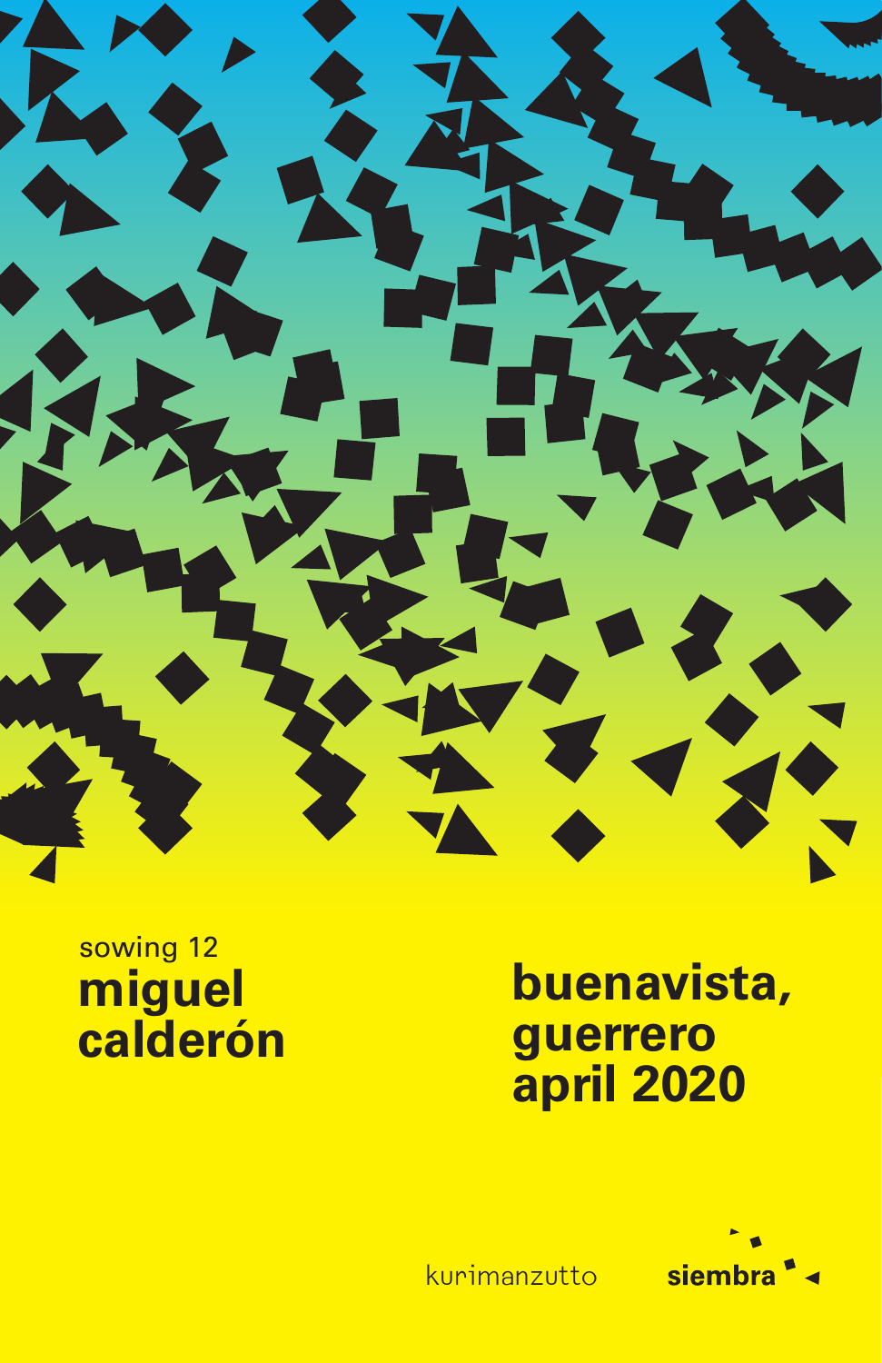sowing 12

**miguel calderón**

# buenavista, guerrero april 2020

kurimanzutto

**siembra**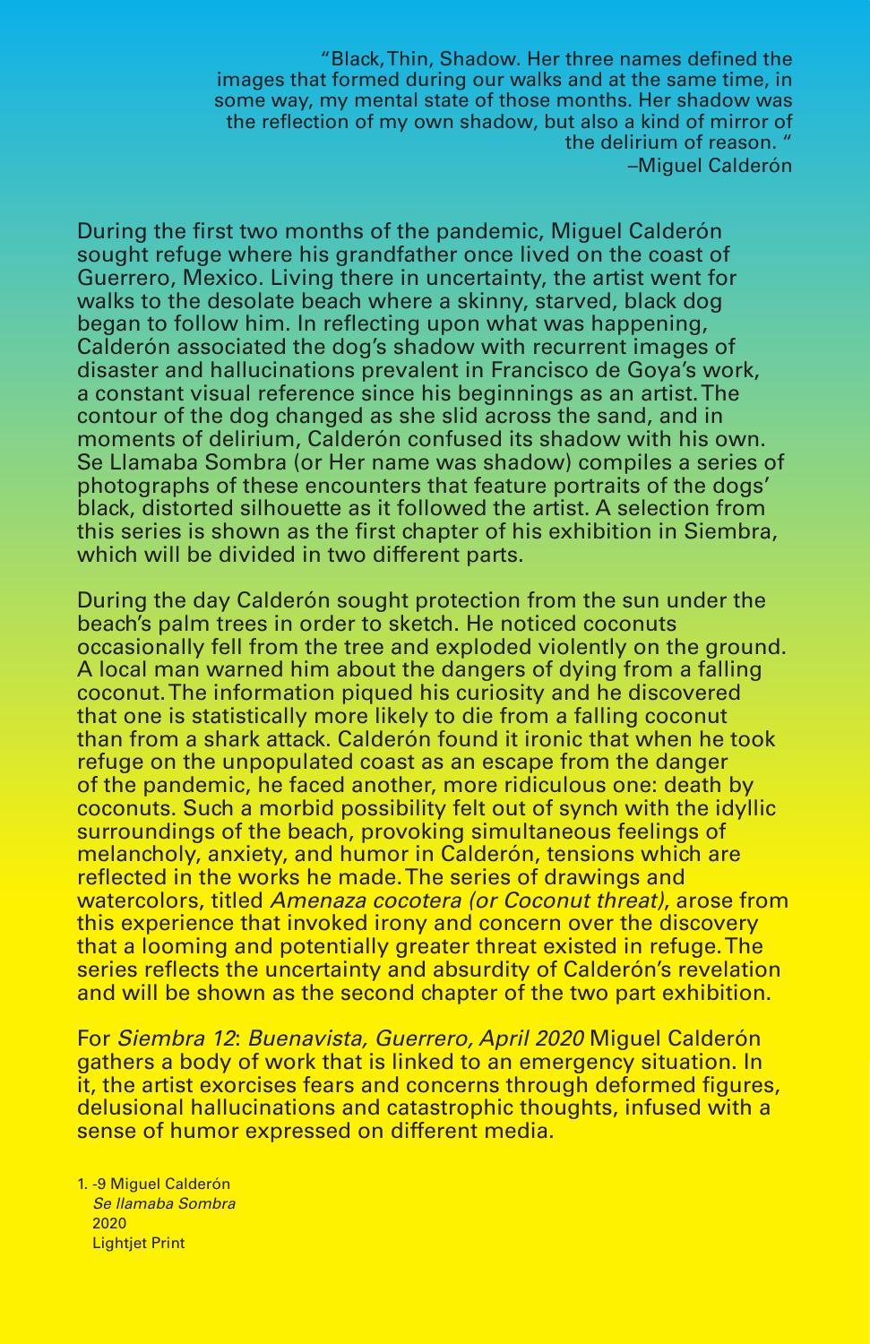"Black, Thin, Shadow. Her three names defined the images that formed during our walks and at the same time, in some way, my mental state of those months. Her shadow was the reflection of my own shadow, but also a kind of mirror of the delirium of reason. "
–Miguel Calderón

During the first two months of the pandemic, Miguel Calderón sought refuge where his grandfather once lived on the coast of Guerrero, Mexico. Living there in uncertainty, the artist went for walks to the desolate beach where a skinny, starved, black dog began to follow him. In reflecting upon what was happening, Calderón associated the dog's shadow with recurrent images of disaster and hallucinations prevalent in Francisco de Goya's work, a constant visual reference since his beginnings as an artist. The contour of the dog changed as she slid across the sand, and in moments of delirium, Calderón confused its shadow with his own. Se Llamaba Sombra (or Her name was shadow) compiles a series of photographs of these encounters that feature portraits of the dogs' black, distorted silhouette as it followed the artist. A selection from this series is shown as the first chapter of his exhibition in Siembra, which will be divided in two different parts.

During the day Calderón sought protection from the sun under the beach's palm trees in order to sketch. He noticed coconuts occasionally fell from the tree and exploded violently on the ground. A local man warned him about the dangers of dying from a falling coconut. The information piqued his curiosity and he discovered that one is statistically more likely to die from a falling coconut than from a shark attack. Calderón found it ironic that when he took refuge on the unpopulated coast as an escape from the danger of the pandemic, he faced another, more ridiculous one: death by coconuts. Such a morbid possibility felt out of synch with the idyllic surroundings of the beach, provoking simultaneous feelings of melancholy, anxiety, and humor in Calderón, tensions which are reflected in the works he made. The series of drawings and watercolors, titled *Amenaza cocotera (or Coconut threat)*, arose from this experience that invoked irony and concern over the discovery that a looming and potentially greater threat existed in refuge. The series reflects the uncertainty and absurdity of Calderón's revelation and will be shown as the second chapter of the two part exhibition.

For *Siembra 12*: *Buenavista, Guerrero, April 2020* Miguel Calderón gathers a body of work that is linked to an emergency situation. In it, the artist exorcises fears and concerns through deformed figures, delusional hallucinations and catastrophic thoughts, infused with a sense of humor expressed on different media.

1. -9 Miguel Calderón
   *Se llamaba Sombra*
   2020
   Lightjet Print